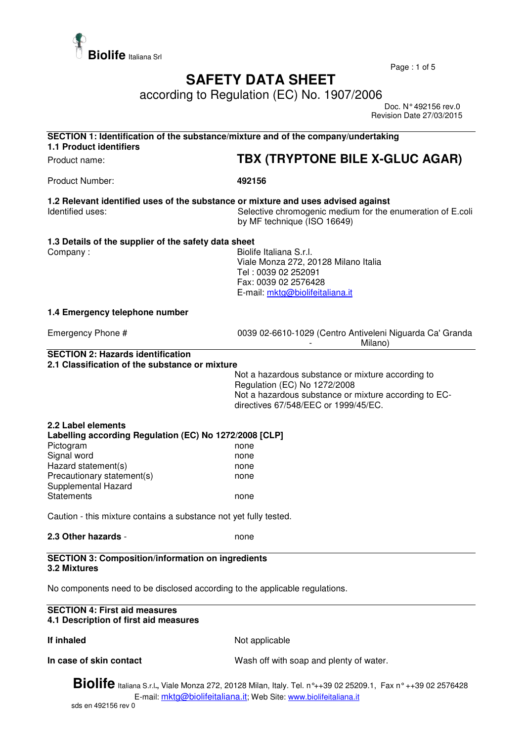Biolife Italiana Srl

# SAFETY DATA SHEET

according to Regulation (EC) No. 1907/2006

Doc. N° 492156 rev.0
Revision Date 27/03/2015

## SECTION 1: Identification of the substance/mixture and of the company/undertaking

### 1.1 Product identifiers

| | |
|---|---|
| Product name: | **TBX (TRYPTONE BILE X-GLUC AGAR)** |
| Product Number: | **492156** |

### 1.2 Relevant identified uses of the substance or mixture and uses advised against

| | |
|---|---|
| Identified uses: | Selective chromogenic medium for the enumeration of E.coli by MF technique (ISO 16649) |

### 1.3 Details of the supplier of the safety data sheet

| | |
|---|---|
| Company : | Biolife Italiana S.r.l.<br>Viale Monza 272, 20128 Milano Italia<br>Tel : 0039 02 252091<br>Fax: 0039 02 2576428<br>E-mail: mktg@biolifeitaliana.it |

### 1.4 Emergency telephone number

| | |
|---|---|
| Emergency Phone # | 0039 02-6610-1029 (Centro Antiveleni Niguarda Ca' Granda - Milano) |

## SECTION 2: Hazards identification

### 2.1 Classification of the substance or mixture

Not a hazardous substance or mixture according to Regulation (EC) No 1272/2008
Not a hazardous substance or mixture according to EC-directives 67/548/EEC or 1999/45/EC.

### 2.2 Label elements

**Labelling according Regulation (EC) No 1272/2008 [CLP]**

| | |
|---|---|
| Pictogram | none |
| Signal word | none |
| Hazard statement(s) | none |
| Precautionary statement(s) | none |
| Supplemental Hazard Statements | none |

Caution - this mixture contains a substance not yet fully tested.

**2.3 Other hazards** - none

## SECTION 3: Composition/information on ingredients

### 3.2 Mixtures

No components need to be disclosed according to the applicable regulations.

## SECTION 4: First aid measures

### 4.1 Description of first aid measures

| | |
|---|---|
| **If inhaled** | Not applicable |
| **In case of skin contact** | Wash off with soap and plenty of water. |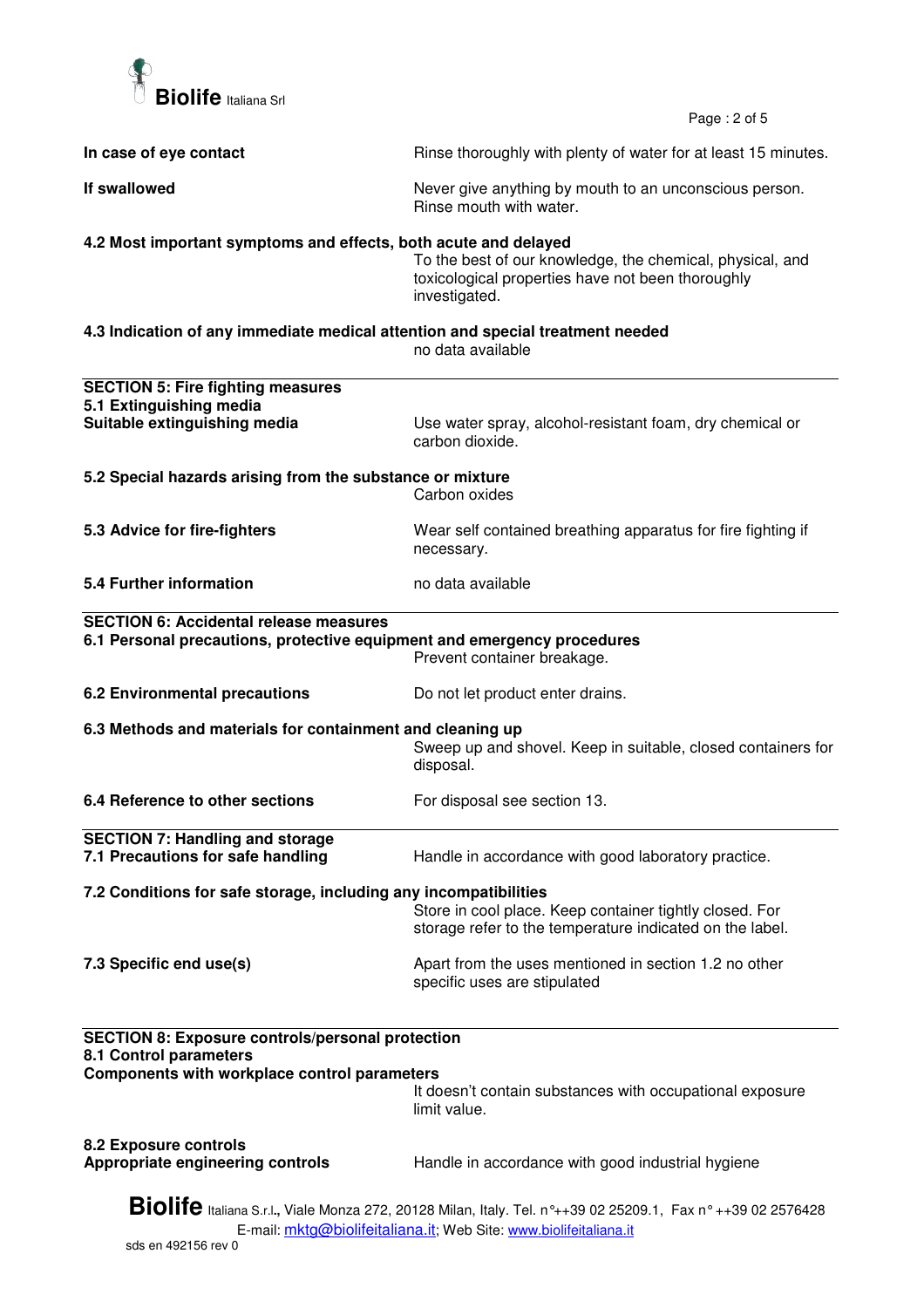**In case of eye contact** Rinse thoroughly with plenty of water for at least 15 minutes.

**If swallowed** Never give anything by mouth to an unconscious person. Rinse mouth with water.

**4.2 Most important symptoms and effects, both acute and delayed**

To the best of our knowledge, the chemical, physical, and toxicological properties have not been thoroughly investigated.

**4.3 Indication of any immediate medical attention and special treatment needed**

no data available

## SECTION 5: Fire fighting measures

**5.1 Extinguishing media**

**Suitable extinguishing media** Use water spray, alcohol-resistant foam, dry chemical or carbon dioxide.

**5.2 Special hazards arising from the substance or mixture**

Carbon oxides

**5.3 Advice for fire-fighters** Wear self contained breathing apparatus for fire fighting if necessary.

**5.4 Further information** no data available

## SECTION 6: Accidental release measures

**6.1 Personal precautions, protective equipment and emergency procedures**

Prevent container breakage.

**6.2 Environmental precautions** Do not let product enter drains.

**6.3 Methods and materials for containment and cleaning up**

Sweep up and shovel. Keep in suitable, closed containers for disposal.

**6.4 Reference to other sections** For disposal see section 13.

## SECTION 7: Handling and storage

**7.1 Precautions for safe handling** Handle in accordance with good laboratory practice.

**7.2 Conditions for safe storage, including any incompatibilities**

Store in cool place. Keep container tightly closed. For storage refer to the temperature indicated on the label.

**7.3 Specific end use(s)** Apart from the uses mentioned in section 1.2 no other specific uses are stipulated

## SECTION 8: Exposure controls/personal protection

**8.1 Control parameters**

**Components with workplace control parameters**

It doesn't contain substances with occupational exposure limit value.

**8.2 Exposure controls**

**Appropriate engineering controls** Handle in accordance with good industrial hygiene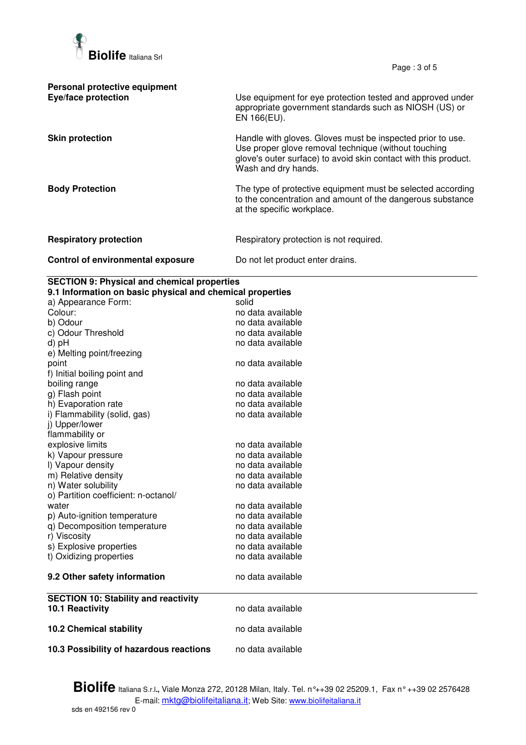**Personal protective equipment**

| | |
|---|---|
| **Eye/face protection** | Use equipment for eye protection tested and approved under appropriate government standards such as NIOSH (US) or EN 166(EU). |
| **Skin protection** | Handle with gloves. Gloves must be inspected prior to use. Use proper glove removal technique (without touching glove's outer surface) to avoid skin contact with this product. Wash and dry hands. |
| **Body Protection** | The type of protective equipment must be selected according to the concentration and amount of the dangerous substance at the specific workplace. |
| **Respiratory protection** | Respiratory protection is not required. |
| **Control of environmental exposure** | Do not let product enter drains. |

## SECTION 9: Physical and chemical properties

### 9.1 Information on basic physical and chemical properties

| | |
|---|---|
| a) Appearance Form: | solid |
| Colour: | no data available |
| b) Odour | no data available |
| c) Odour Threshold | no data available |
| d) pH | no data available |
| e) Melting point/freezing point | no data available |
| f) Initial boiling point and boiling range | no data available |
| g) Flash point | no data available |
| h) Evaporation rate | no data available |
| i) Flammability (solid, gas) | no data available |
| j) Upper/lower flammability or explosive limits | no data available |
| k) Vapour pressure | no data available |
| l) Vapour density | no data available |
| m) Relative density | no data available |
| n) Water solubility | no data available |
| o) Partition coefficient: n-octanol/ water | no data available |
| p) Auto-ignition temperature | no data available |
| q) Decomposition temperature | no data available |
| r) Viscosity | no data available |
| s) Explosive properties | no data available |
| t) Oxidizing properties | no data available |

| | |
|---|---|
| **9.2 Other safety information** | no data available |

## SECTION 10: Stability and reactivity

| | |
|---|---|
| **10.1 Reactivity** | no data available |
| **10.2 Chemical stability** | no data available |
| **10.3 Possibility of hazardous reactions** | no data available |

**Biolife** Italiana S.r.l., Viale Monza 272, 20128 Milan, Italy. Tel. n°++39 02 25209.1, Fax n° ++39 02 2576428
E-mail: mktg@biolifeitaliana.it; Web Site: www.biolifeitaliana.it
sds en 492156 rev 0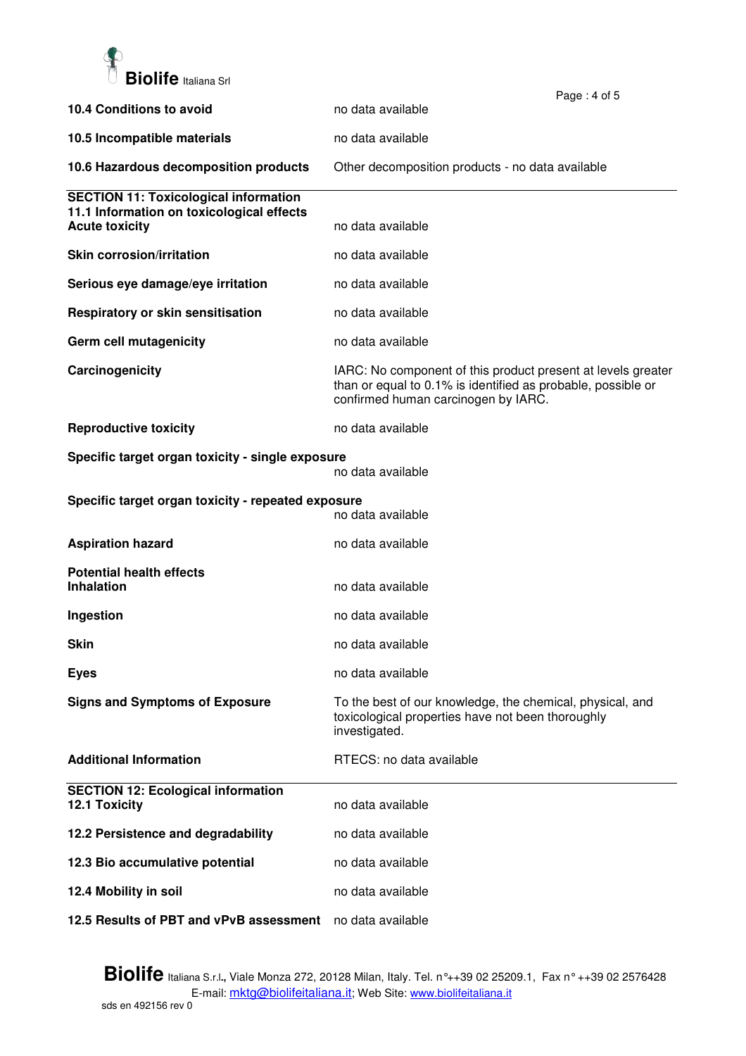| | |
|---|---|
| **10.4 Conditions to avoid** | no data available |
| **10.5 Incompatible materials** | no data available |
| **10.6 Hazardous decomposition products** | Other decomposition products - no data available |

## SECTION 11: Toxicological information

### 11.1 Information on toxicological effects

| | |
|---|---|
| **Acute toxicity** | no data available |
| **Skin corrosion/irritation** | no data available |
| **Serious eye damage/eye irritation** | no data available |
| **Respiratory or skin sensitisation** | no data available |
| **Germ cell mutagenicity** | no data available |
| **Carcinogenicity** | IARC: No component of this product present at levels greater than or equal to 0.1% is identified as probable, possible or confirmed human carcinogen by IARC. |
| **Reproductive toxicity** | no data available |
| **Specific target organ toxicity - single exposure** | no data available |
| **Specific target organ toxicity - repeated exposure** | no data available |
| **Aspiration hazard** | no data available |

**Potential health effects**

| | |
|---|---|
| **Inhalation** | no data available |
| **Ingestion** | no data available |
| **Skin** | no data available |
| **Eyes** | no data available |
| **Signs and Symptoms of Exposure** | To the best of our knowledge, the chemical, physical, and toxicological properties have not been thoroughly investigated. |
| **Additional Information** | RTECS: no data available |

## SECTION 12: Ecological information

| | |
|---|---|
| **12.1 Toxicity** | no data available |
| **12.2 Persistence and degradability** | no data available |
| **12.3 Bio accumulative potential** | no data available |
| **12.4 Mobility in soil** | no data available |
| **12.5 Results of PBT and vPvB assessment** | no data available |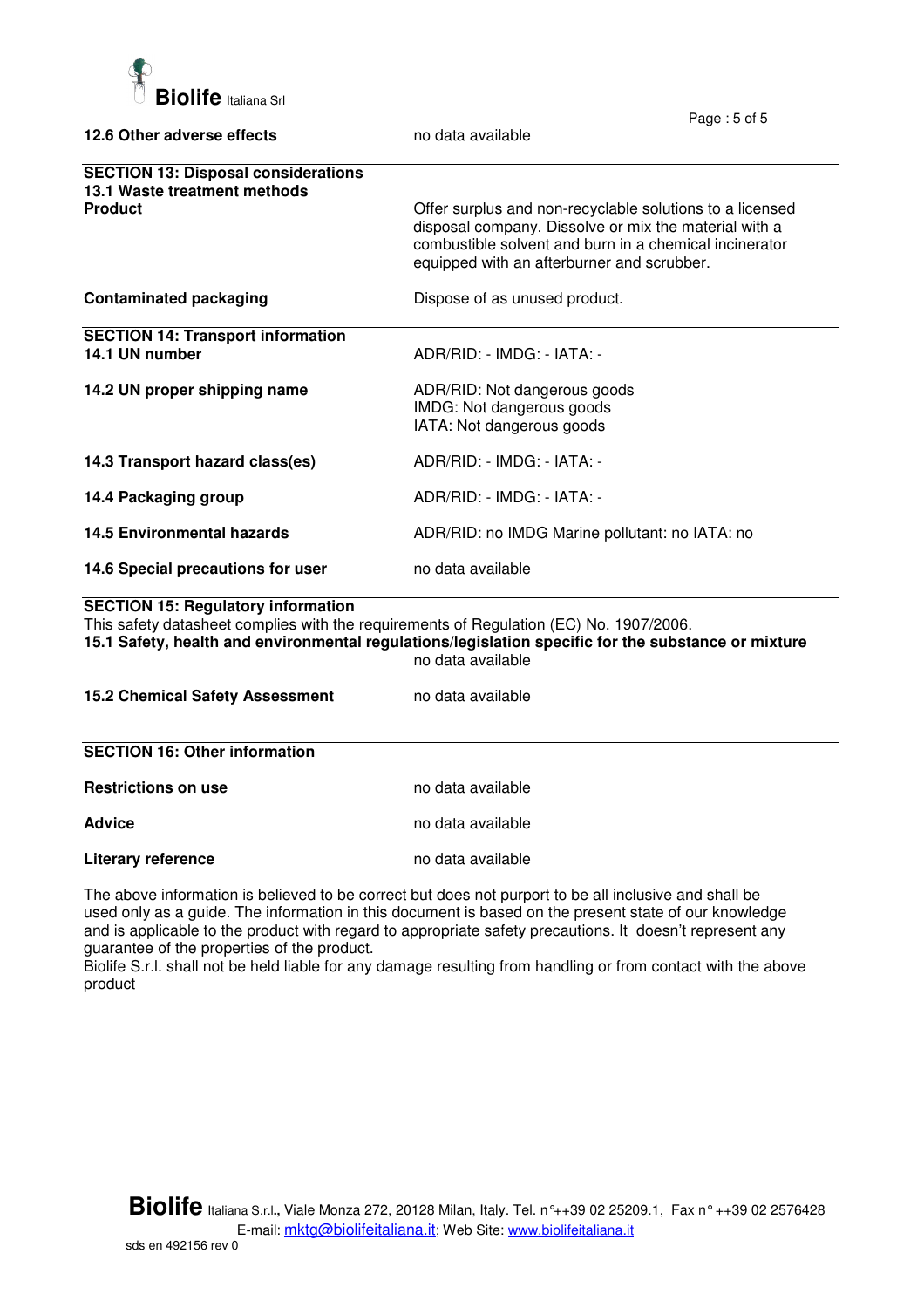**12.6 Other adverse effects** no data available

## SECTION 13: Disposal considerations

### 13.1 Waste treatment methods

**Product**

Offer surplus and non-recyclable solutions to a licensed disposal company. Dissolve or mix the material with a combustible solvent and burn in a chemical incinerator equipped with an afterburner and scrubber.

**Contaminated packaging**

Dispose of as unused product.

## SECTION 14: Transport information

| | |
|---|---|
| **14.1 UN number** | ADR/RID: - IMDG: - IATA: - |
| **14.2 UN proper shipping name** | ADR/RID: Not dangerous goods<br>IMDG: Not dangerous goods<br>IATA: Not dangerous goods |
| **14.3 Transport hazard class(es)** | ADR/RID: - IMDG: - IATA: - |
| **14.4 Packaging group** | ADR/RID: - IMDG: - IATA: - |
| **14.5 Environmental hazards** | ADR/RID: no IMDG Marine pollutant: no IATA: no |
| **14.6 Special precautions for user** | no data available |

## SECTION 15: Regulatory information

This safety datasheet complies with the requirements of Regulation (EC) No. 1907/2006.

**15.1 Safety, health and environmental regulations/legislation specific for the substance or mixture**

no data available

**15.2 Chemical Safety Assessment** no data available

## SECTION 16: Other information

| | |
|---|---|
| **Restrictions on use** | no data available |
| **Advice** | no data available |
| **Literary reference** | no data available |

The above information is believed to be correct but does not purport to be all inclusive and shall be used only as a guide. The information in this document is based on the present state of our knowledge and is applicable to the product with regard to appropriate safety precautions. It doesn't represent any guarantee of the properties of the product.

Biolife S.r.l. shall not be held liable for any damage resulting from handling or from contact with the above product

**Biolife** Italiana S.r.l., Viale Monza 272, 20128 Milan, Italy. Tel. n°++39 02 25209.1, Fax n° ++39 02 2576428
E-mail: mktg@biolifeitaliana.it; Web Site: www.biolifeitaliana.it

sds en 492156 rev 0